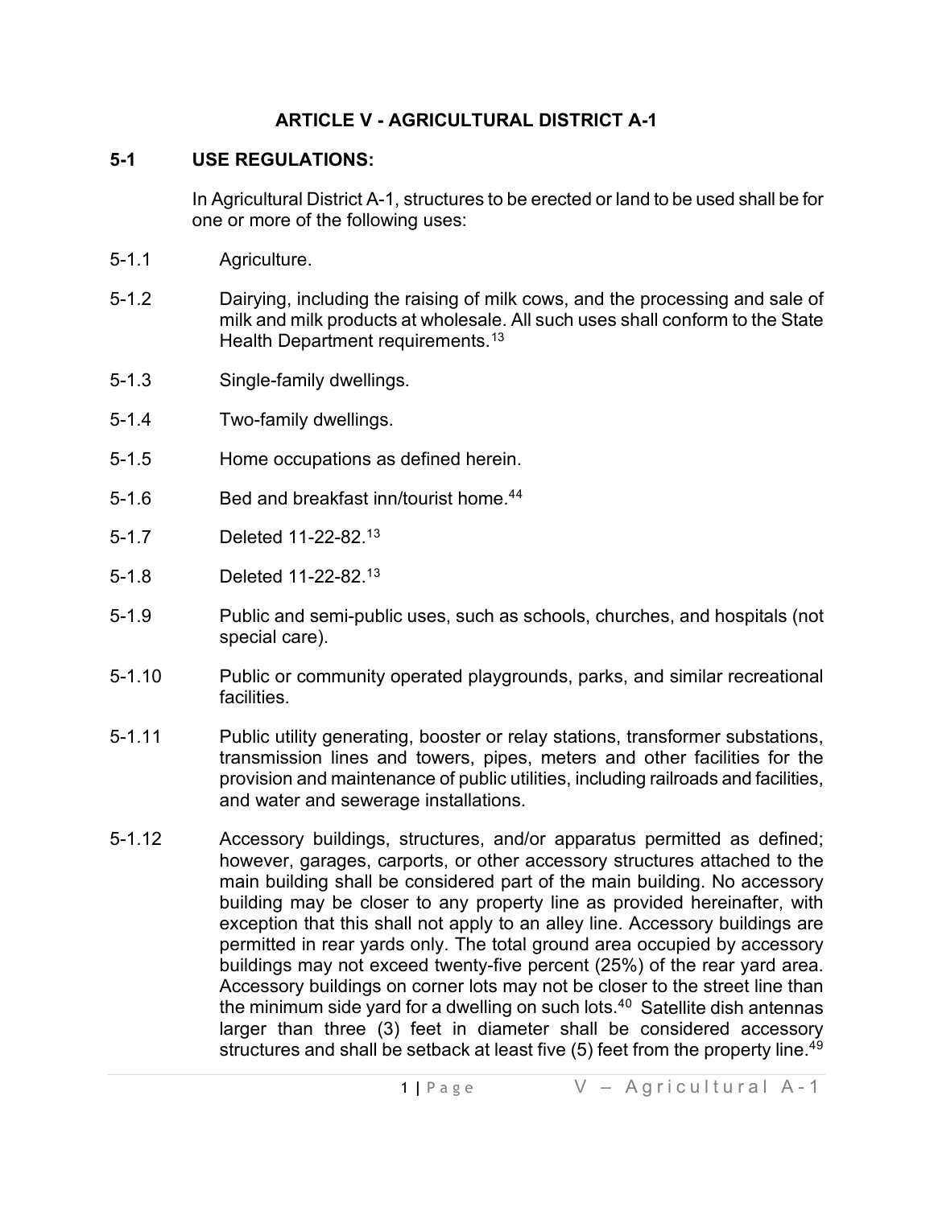# ARTICLE V - AGRICULTURAL DISTRICT A-1

## 5-1 USE REGULATIONS:

In Agricultural District A-1, structures to be erected or land to be used shall be for one or more of the following uses:

5-1.1 Agriculture.

5-1.2 Dairying, including the raising of milk cows, and the processing and sale of milk and milk products at wholesale. All such uses shall conform to the State Health Department requirements.[13]

5-1.3 Single-family dwellings.

5-1.4 Two-family dwellings.

5-1.5 Home occupations as defined herein.

5-1.6 Bed and breakfast inn/tourist home.[44]

5-1.7 Deleted 11-22-82.[13]

5-1.8 Deleted 11-22-82.[13]

5-1.9 Public and semi-public uses, such as schools, churches, and hospitals (not special care).

5-1.10 Public or community operated playgrounds, parks, and similar recreational facilities.

5-1.11 Public utility generating, booster or relay stations, transformer substations, transmission lines and towers, pipes, meters and other facilities for the provision and maintenance of public utilities, including railroads and facilities, and water and sewerage installations.

5-1.12 Accessory buildings, structures, and/or apparatus permitted as defined; however, garages, carports, or other accessory structures attached to the main building shall be considered part of the main building. No accessory building may be closer to any property line as provided hereinafter, with exception that this shall not apply to an alley line. Accessory buildings are permitted in rear yards only. The total ground area occupied by accessory buildings may not exceed twenty-five percent (25%) of the rear yard area. Accessory buildings on corner lots may not be closer to the street line than the minimum side yard for a dwelling on such lots.[40] Satellite dish antennas larger than three (3) feet in diameter shall be considered accessory structures and shall be setback at least five (5) feet from the property line.[49]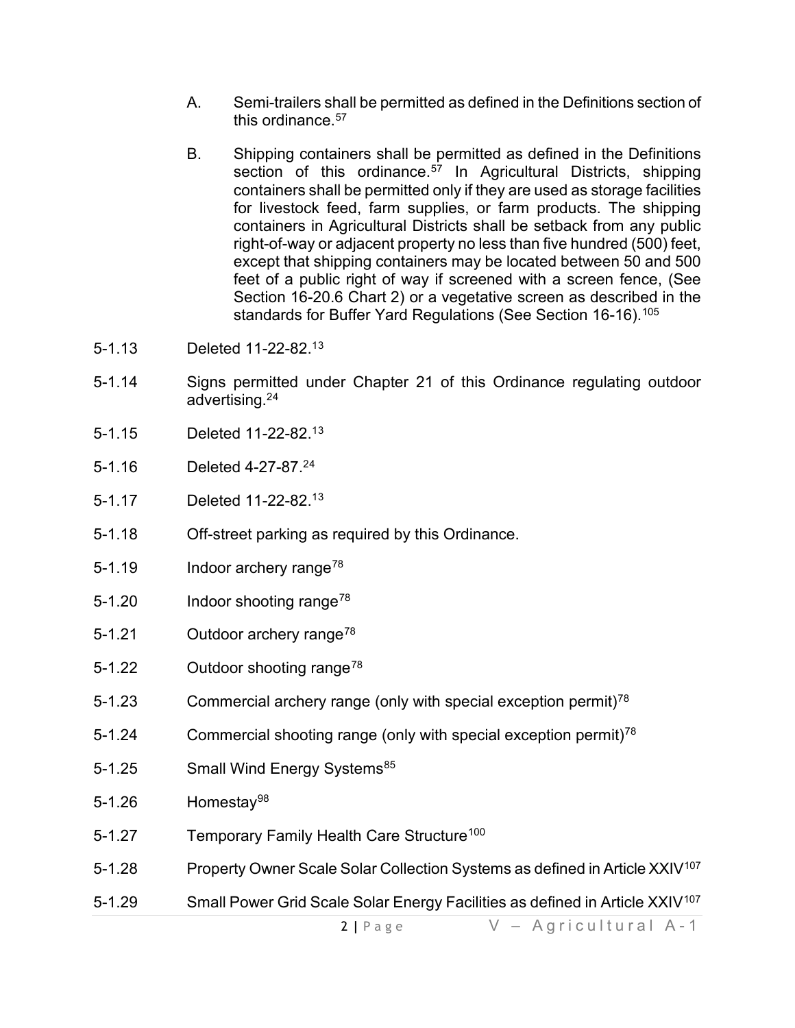A. Semi-trailers shall be permitted as defined in the Definitions section of this ordinance.[57]

B. Shipping containers shall be permitted as defined in the Definitions section of this ordinance.[57] In Agricultural Districts, shipping containers shall be permitted only if they are used as storage facilities for livestock feed, farm supplies, or farm products. The shipping containers in Agricultural Districts shall be setback from any public right-of-way or adjacent property no less than five hundred (500) feet, except that shipping containers may be located between 50 and 500 feet of a public right of way if screened with a screen fence, (See Section 16-20.6 Chart 2) or a vegetative screen as described in the standards for Buffer Yard Regulations (See Section 16-16).[105]

5-1.13 Deleted 11-22-82.[13]

5-1.14 Signs permitted under Chapter 21 of this Ordinance regulating outdoor advertising.[24]

5-1.15 Deleted 11-22-82.[13]

5-1.16 Deleted 4-27-87.[24]

5-1.17 Deleted 11-22-82.[13]

5-1.18 Off-street parking as required by this Ordinance.

5-1.19 Indoor archery range[78]

5-1.20 Indoor shooting range[78]

5-1.21 Outdoor archery range[78]

5-1.22 Outdoor shooting range[78]

5-1.23 Commercial archery range (only with special exception permit)[78]

5-1.24 Commercial shooting range (only with special exception permit)[78]

5-1.25 Small Wind Energy Systems[85]

5-1.26 Homestay[98]

5-1.27 Temporary Family Health Care Structure[100]

5-1.28 Property Owner Scale Solar Collection Systems as defined in Article XXIV[107]

5-1.29 Small Power Grid Scale Solar Energy Facilities as defined in Article XXIV[107]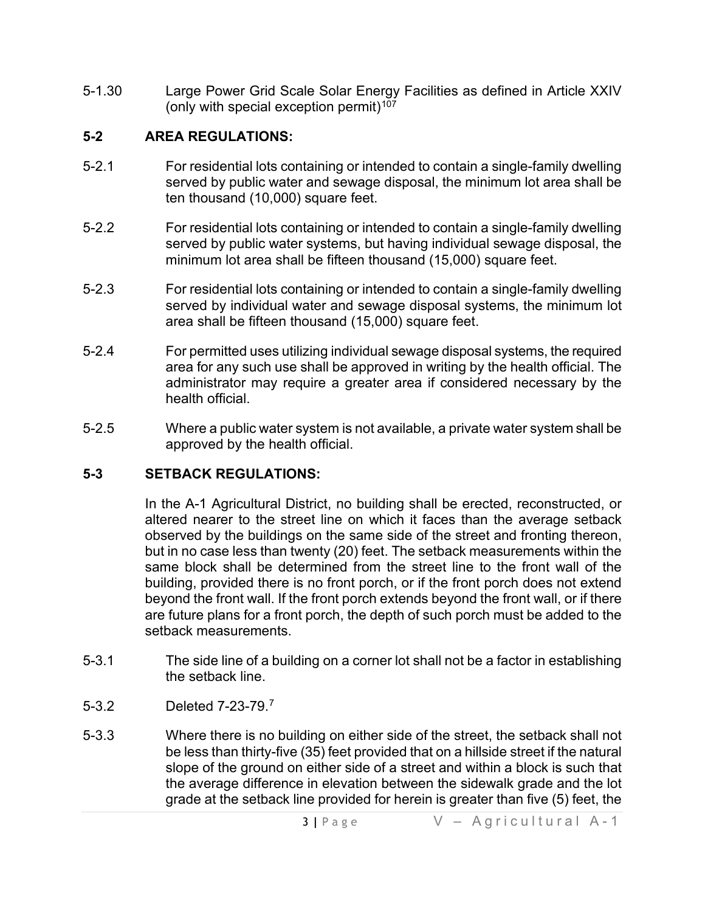5-1.30 Large Power Grid Scale Solar Energy Facilities as defined in Article XXIV (only with special exception permit)[107]

## 5-2 AREA REGULATIONS:

5-2.1 For residential lots containing or intended to contain a single-family dwelling served by public water and sewage disposal, the minimum lot area shall be ten thousand (10,000) square feet.

5-2.2 For residential lots containing or intended to contain a single-family dwelling served by public water systems, but having individual sewage disposal, the minimum lot area shall be fifteen thousand (15,000) square feet.

5-2.3 For residential lots containing or intended to contain a single-family dwelling served by individual water and sewage disposal systems, the minimum lot area shall be fifteen thousand (15,000) square feet.

5-2.4 For permitted uses utilizing individual sewage disposal systems, the required area for any such use shall be approved in writing by the health official. The administrator may require a greater area if considered necessary by the health official.

5-2.5 Where a public water system is not available, a private water system shall be approved by the health official.

## 5-3 SETBACK REGULATIONS:

In the A-1 Agricultural District, no building shall be erected, reconstructed, or altered nearer to the street line on which it faces than the average setback observed by the buildings on the same side of the street and fronting thereon, but in no case less than twenty (20) feet. The setback measurements within the same block shall be determined from the street line to the front wall of the building, provided there is no front porch, or if the front porch does not extend beyond the front wall. If the front porch extends beyond the front wall, or if there are future plans for a front porch, the depth of such porch must be added to the setback measurements.

5-3.1 The side line of a building on a corner lot shall not be a factor in establishing the setback line.

5-3.2 Deleted 7-23-79.[7]

5-3.3 Where there is no building on either side of the street, the setback shall not be less than thirty-five (35) feet provided that on a hillside street if the natural slope of the ground on either side of a street and within a block is such that the average difference in elevation between the sidewalk grade and the lot grade at the setback line provided for herein is greater than five (5) feet, the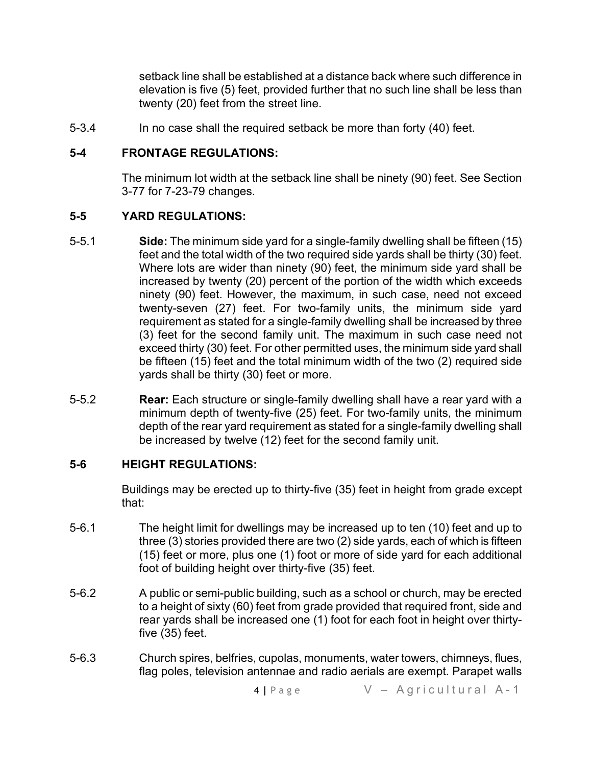setback line shall be established at a distance back where such difference in elevation is five (5) feet, provided further that no such line shall be less than twenty (20) feet from the street line.

5-3.4 In no case shall the required setback be more than forty (40) feet.

## 5-4 FRONTAGE REGULATIONS:

The minimum lot width at the setback line shall be ninety (90) feet. See Section 3-77 for 7-23-79 changes.

## 5-5 YARD REGULATIONS:

5-5.1 **Side:** The minimum side yard for a single-family dwelling shall be fifteen (15) feet and the total width of the two required side yards shall be thirty (30) feet. Where lots are wider than ninety (90) feet, the minimum side yard shall be increased by twenty (20) percent of the portion of the width which exceeds ninety (90) feet. However, the maximum, in such case, need not exceed twenty-seven (27) feet. For two-family units, the minimum side yard requirement as stated for a single-family dwelling shall be increased by three (3) feet for the second family unit. The maximum in such case need not exceed thirty (30) feet. For other permitted uses, the minimum side yard shall be fifteen (15) feet and the total minimum width of the two (2) required side yards shall be thirty (30) feet or more.

5-5.2 **Rear:** Each structure or single-family dwelling shall have a rear yard with a minimum depth of twenty-five (25) feet. For two-family units, the minimum depth of the rear yard requirement as stated for a single-family dwelling shall be increased by twelve (12) feet for the second family unit.

## 5-6 HEIGHT REGULATIONS:

Buildings may be erected up to thirty-five (35) feet in height from grade except that:

5-6.1 The height limit for dwellings may be increased up to ten (10) feet and up to three (3) stories provided there are two (2) side yards, each of which is fifteen (15) feet or more, plus one (1) foot or more of side yard for each additional foot of building height over thirty-five (35) feet.

5-6.2 A public or semi-public building, such as a school or church, may be erected to a height of sixty (60) feet from grade provided that required front, side and rear yards shall be increased one (1) foot for each foot in height over thirty-five (35) feet.

5-6.3 Church spires, belfries, cupolas, monuments, water towers, chimneys, flues, flag poles, television antennae and radio aerials are exempt. Parapet walls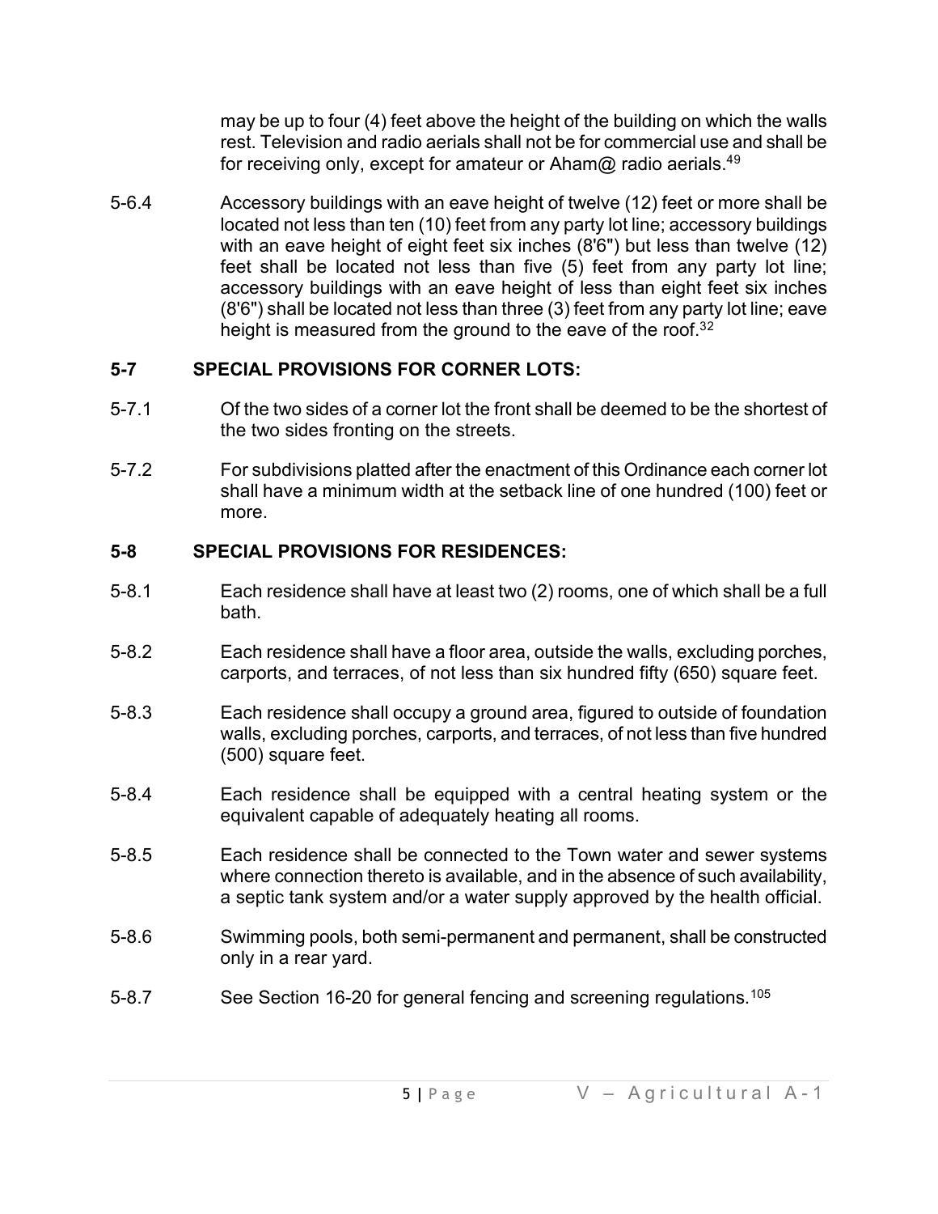may be up to four (4) feet above the height of the building on which the walls rest. Television and radio aerials shall not be for commercial use and shall be for receiving only, except for amateur or Aham@ radio aerials.[49]

5-6.4 Accessory buildings with an eave height of twelve (12) feet or more shall be located not less than ten (10) feet from any party lot line; accessory buildings with an eave height of eight feet six inches (8'6") but less than twelve (12) feet shall be located not less than five (5) feet from any party lot line; accessory buildings with an eave height of less than eight feet six inches (8'6") shall be located not less than three (3) feet from any party lot line; eave height is measured from the ground to the eave of the roof.[32]

## 5-7 SPECIAL PROVISIONS FOR CORNER LOTS:

5-7.1 Of the two sides of a corner lot the front shall be deemed to be the shortest of the two sides fronting on the streets.

5-7.2 For subdivisions platted after the enactment of this Ordinance each corner lot shall have a minimum width at the setback line of one hundred (100) feet or more.

## 5-8 SPECIAL PROVISIONS FOR RESIDENCES:

5-8.1 Each residence shall have at least two (2) rooms, one of which shall be a full bath.

5-8.2 Each residence shall have a floor area, outside the walls, excluding porches, carports, and terraces, of not less than six hundred fifty (650) square feet.

5-8.3 Each residence shall occupy a ground area, figured to outside of foundation walls, excluding porches, carports, and terraces, of not less than five hundred (500) square feet.

5-8.4 Each residence shall be equipped with a central heating system or the equivalent capable of adequately heating all rooms.

5-8.5 Each residence shall be connected to the Town water and sewer systems where connection thereto is available, and in the absence of such availability, a septic tank system and/or a water supply approved by the health official.

5-8.6 Swimming pools, both semi-permanent and permanent, shall be constructed only in a rear yard.

5-8.7 See Section 16-20 for general fencing and screening regulations.[105]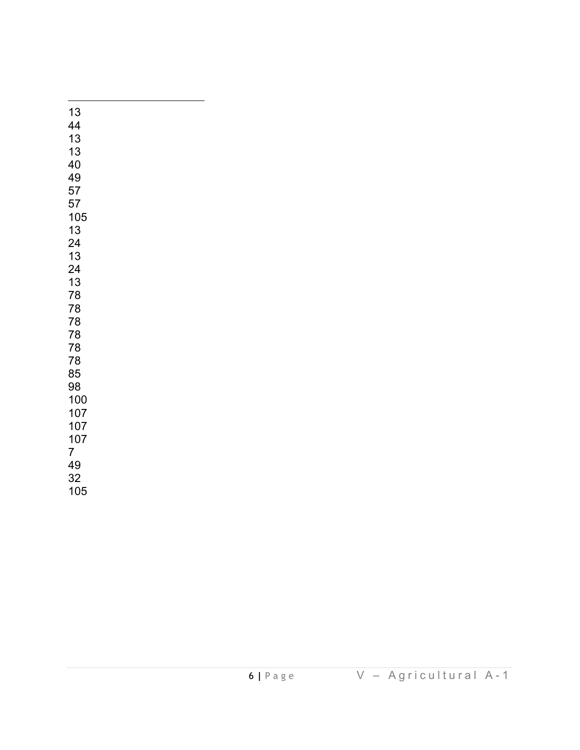13
44
13
13
40
49
57
57
105
13
24
13
24
13
78
78
78
78
78
78
85
98
100
107
107
107
7
49
32
105